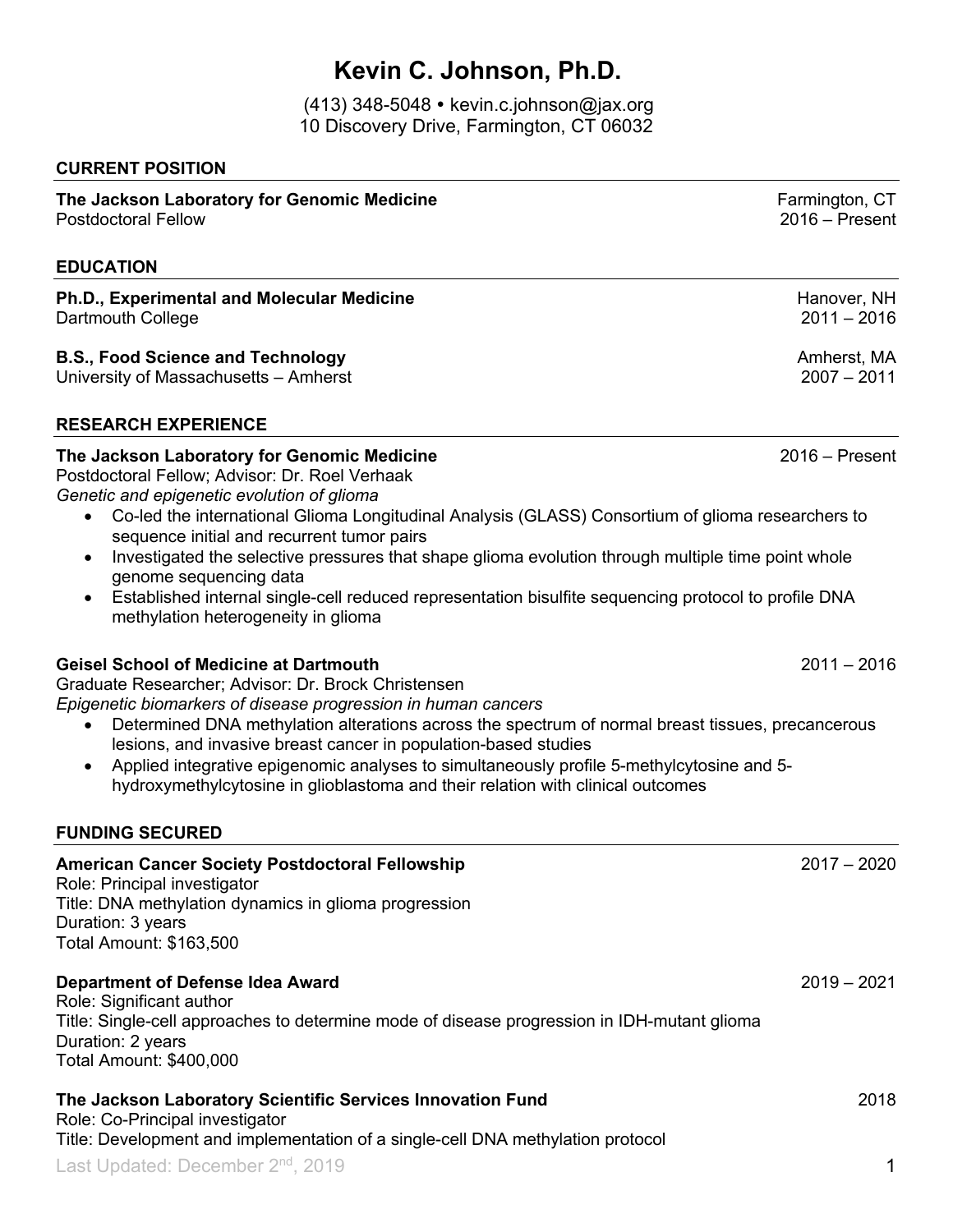# Kevin C. Johnson, Ph.D.

(413) 348-5048 • kevin.c.johnson@jax.org
10 Discovery Drive, Farmington, CT 06032

## CURRENT POSITION

**The Jackson Laboratory for Genomic Medicine** — Farmington, CT
Postdoctoral Fellow — 2016 – Present

## EDUCATION

**Ph.D., Experimental and Molecular Medicine** — Hanover, NH
Dartmouth College — 2011 – 2016

**B.S., Food Science and Technology** — Amherst, MA
University of Massachusetts – Amherst — 2007 – 2011

## RESEARCH EXPERIENCE

**The Jackson Laboratory for Genomic Medicine** — 2016 – Present
Postdoctoral Fellow; Advisor: Dr. Roel Verhaak
*Genetic and epigenetic evolution of glioma*

- Co-led the international Glioma Longitudinal Analysis (GLASS) Consortium of glioma researchers to sequence initial and recurrent tumor pairs
- Investigated the selective pressures that shape glioma evolution through multiple time point whole genome sequencing data
- Established internal single-cell reduced representation bisulfite sequencing protocol to profile DNA methylation heterogeneity in glioma

**Geisel School of Medicine at Dartmouth** — 2011 – 2016
Graduate Researcher; Advisor: Dr. Brock Christensen
*Epigenetic biomarkers of disease progression in human cancers*

- Determined DNA methylation alterations across the spectrum of normal breast tissues, precancerous lesions, and invasive breast cancer in population-based studies
- Applied integrative epigenomic analyses to simultaneously profile 5-methylcytosine and 5-hydroxymethylcytosine in glioblastoma and their relation with clinical outcomes

## FUNDING SECURED

**American Cancer Society Postdoctoral Fellowship** — 2017 – 2020
Role: Principal investigator
Title: DNA methylation dynamics in glioma progression
Duration: 3 years
Total Amount: $163,500

**Department of Defense Idea Award** — 2019 – 2021
Role: Significant author
Title: Single-cell approaches to determine mode of disease progression in IDH-mutant glioma
Duration: 2 years
Total Amount: $400,000

**The Jackson Laboratory Scientific Services Innovation Fund** — 2018
Role: Co-Principal investigator
Title: Development and implementation of a single-cell DNA methylation protocol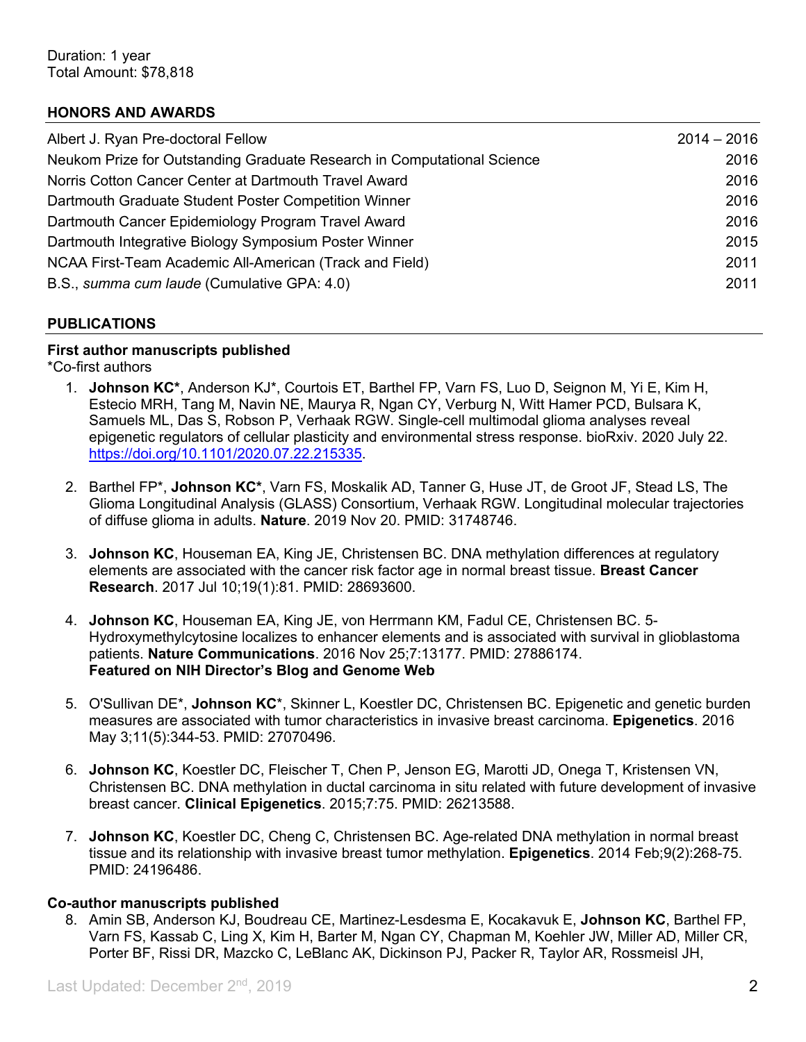Duration: 1 year
Total Amount: $78,818

## HONORS AND AWARDS

| | |
|---|---|
| Albert J. Ryan Pre-doctoral Fellow | 2014 – 2016 |
| Neukom Prize for Outstanding Graduate Research in Computational Science | 2016 |
| Norris Cotton Cancer Center at Dartmouth Travel Award | 2016 |
| Dartmouth Graduate Student Poster Competition Winner | 2016 |
| Dartmouth Cancer Epidemiology Program Travel Award | 2016 |
| Dartmouth Integrative Biology Symposium Poster Winner | 2015 |
| NCAA First-Team Academic All-American (Track and Field) | 2011 |
| B.S., *summa cum laude* (Cumulative GPA: 4.0) | 2011 |

## PUBLICATIONS

### First author manuscripts published

*Co-first authors

1. **Johnson KC***, Anderson KJ*, Courtois ET, Barthel FP, Varn FS, Luo D, Seignon M, Yi E, Kim H, Estecio MRH, Tang M, Navin NE, Maurya R, Ngan CY, Verburg N, Witt Hamer PCD, Bulsara K, Samuels ML, Das S, Robson P, Verhaak RGW. Single-cell multimodal glioma analyses reveal epigenetic regulators of cellular plasticity and environmental stress response. bioRxiv. 2020 July 22. https://doi.org/10.1101/2020.07.22.215335.

2. Barthel FP*, **Johnson KC***, Varn FS, Moskalik AD, Tanner G, Huse JT, de Groot JF, Stead LS, The Glioma Longitudinal Analysis (GLASS) Consortium, Verhaak RGW. Longitudinal molecular trajectories of diffuse glioma in adults. **Nature**. 2019 Nov 20. PMID: 31748746.

3. **Johnson KC**, Houseman EA, King JE, Christensen BC. DNA methylation differences at regulatory elements are associated with the cancer risk factor age in normal breast tissue. **Breast Cancer Research**. 2017 Jul 10;19(1):81. PMID: 28693600.

4. **Johnson KC**, Houseman EA, King JE, von Herrmann KM, Fadul CE, Christensen BC. 5-Hydroxymethylcytosine localizes to enhancer elements and is associated with survival in glioblastoma patients. **Nature Communications**. 2016 Nov 25;7:13177. PMID: 27886174.
   **Featured on NIH Director's Blog and Genome Web**

5. O'Sullivan DE*, **Johnson KC***, Skinner L, Koestler DC, Christensen BC. Epigenetic and genetic burden measures are associated with tumor characteristics in invasive breast carcinoma. **Epigenetics**. 2016 May 3;11(5):344-53. PMID: 27070496.

6. **Johnson KC**, Koestler DC, Fleischer T, Chen P, Jenson EG, Marotti JD, Onega T, Kristensen VN, Christensen BC. DNA methylation in ductal carcinoma in situ related with future development of invasive breast cancer. **Clinical Epigenetics**. 2015;7:75. PMID: 26213588.

7. **Johnson KC**, Koestler DC, Cheng C, Christensen BC. Age-related DNA methylation in normal breast tissue and its relationship with invasive breast tumor methylation. **Epigenetics**. 2014 Feb;9(2):268-75. PMID: 24196486.

### Co-author manuscripts published

8. Amin SB, Anderson KJ, Boudreau CE, Martinez-Lesdesma E, Kocakavuk E, **Johnson KC**, Barthel FP, Varn FS, Kassab C, Ling X, Kim H, Barter M, Ngan CY, Chapman M, Koehler JW, Miller AD, Miller CR, Porter BF, Rissi DR, Mazcko C, LeBlanc AK, Dickinson PJ, Packer R, Taylor AR, Rossmeisl JH,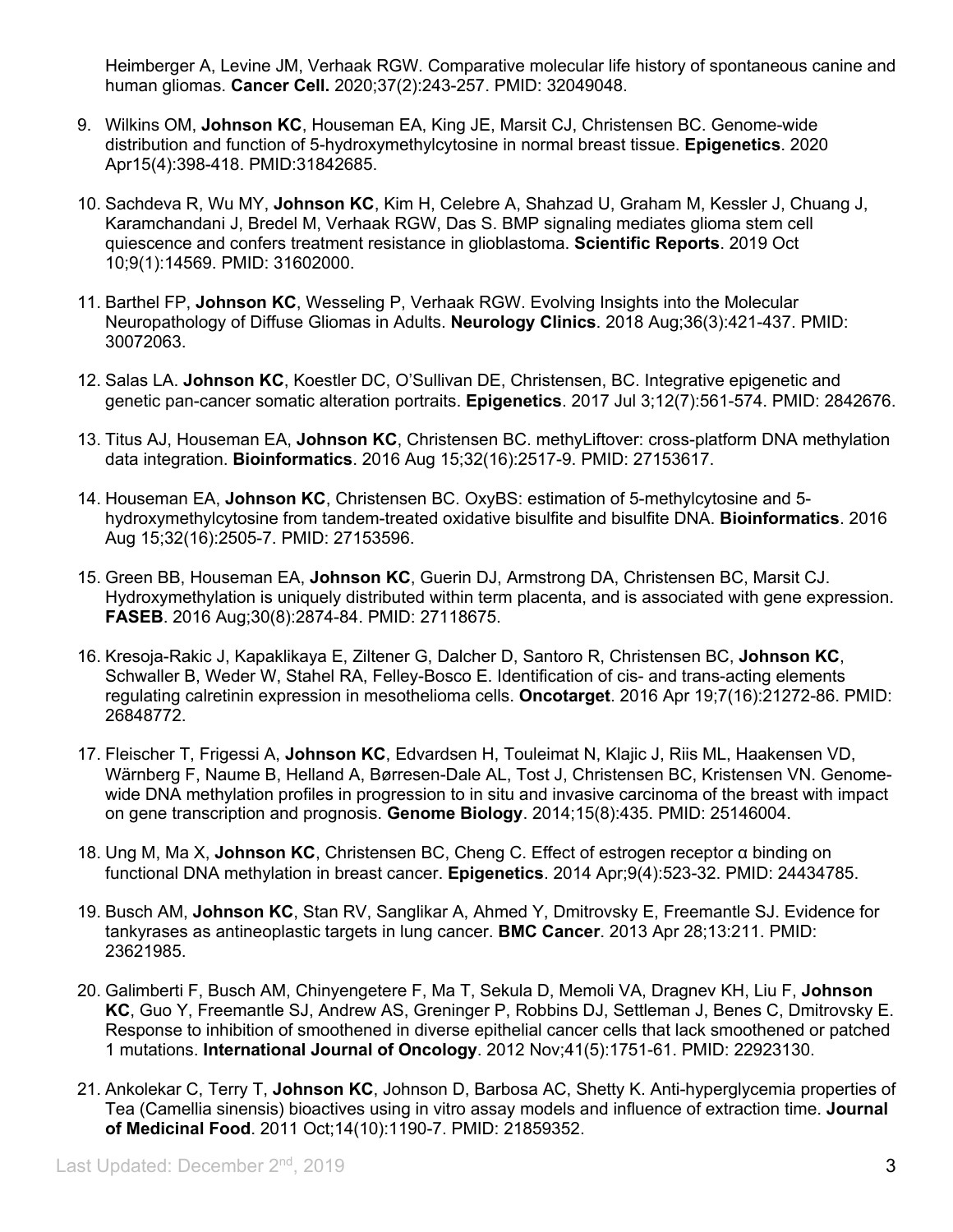Heimberger A, Levine JM, Verhaak RGW. Comparative molecular life history of spontaneous canine and human gliomas. **Cancer Cell.** 2020;37(2):243-257. PMID: 32049048.

9. Wilkins OM, **Johnson KC**, Houseman EA, King JE, Marsit CJ, Christensen BC. Genome-wide distribution and function of 5-hydroxymethylcytosine in normal breast tissue. **Epigenetics**. 2020 Apr15(4):398-418. PMID:31842685.

10. Sachdeva R, Wu MY, **Johnson KC**, Kim H, Celebre A, Shahzad U, Graham M, Kessler J, Chuang J, Karamchandani J, Bredel M, Verhaak RGW, Das S. BMP signaling mediates glioma stem cell quiescence and confers treatment resistance in glioblastoma. **Scientific Reports**. 2019 Oct 10;9(1):14569. PMID: 31602000.

11. Barthel FP, **Johnson KC**, Wesseling P, Verhaak RGW. Evolving Insights into the Molecular Neuropathology of Diffuse Gliomas in Adults. **Neurology Clinics**. 2018 Aug;36(3):421-437. PMID: 30072063.

12. Salas LA. **Johnson KC**, Koestler DC, O'Sullivan DE, Christensen, BC. Integrative epigenetic and genetic pan-cancer somatic alteration portraits. **Epigenetics**. 2017 Jul 3;12(7):561-574. PMID: 2842676.

13. Titus AJ, Houseman EA, **Johnson KC**, Christensen BC. methyLiftover: cross-platform DNA methylation data integration. **Bioinformatics**. 2016 Aug 15;32(16):2517-9. PMID: 27153617.

14. Houseman EA, **Johnson KC**, Christensen BC. OxyBS: estimation of 5-methylcytosine and 5-hydroxymethylcytosine from tandem-treated oxidative bisulfite and bisulfite DNA. **Bioinformatics**. 2016 Aug 15;32(16):2505-7. PMID: 27153596.

15. Green BB, Houseman EA, **Johnson KC**, Guerin DJ, Armstrong DA, Christensen BC, Marsit CJ. Hydroxymethylation is uniquely distributed within term placenta, and is associated with gene expression. **FASEB**. 2016 Aug;30(8):2874-84. PMID: 27118675.

16. Kresoja-Rakic J, Kapaklikaya E, Ziltener G, Dalcher D, Santoro R, Christensen BC, **Johnson KC**, Schwaller B, Weder W, Stahel RA, Felley-Bosco E. Identification of cis- and trans-acting elements regulating calretinin expression in mesothelioma cells. **Oncotarget**. 2016 Apr 19;7(16):21272-86. PMID: 26848772.

17. Fleischer T, Frigessi A, **Johnson KC**, Edvardsen H, Touleimat N, Klajic J, Riis ML, Haakensen VD, Wärnberg F, Naume B, Helland A, Børresen-Dale AL, Tost J, Christensen BC, Kristensen VN. Genome-wide DNA methylation profiles in progression to in situ and invasive carcinoma of the breast with impact on gene transcription and prognosis. **Genome Biology**. 2014;15(8):435. PMID: 25146004.

18. Ung M, Ma X, **Johnson KC**, Christensen BC, Cheng C. Effect of estrogen receptor α binding on functional DNA methylation in breast cancer. **Epigenetics**. 2014 Apr;9(4):523-32. PMID: 24434785.

19. Busch AM, **Johnson KC**, Stan RV, Sanglikar A, Ahmed Y, Dmitrovsky E, Freemantle SJ. Evidence for tankyrases as antineoplastic targets in lung cancer. **BMC Cancer**. 2013 Apr 28;13:211. PMID: 23621985.

20. Galimberti F, Busch AM, Chinyengetere F, Ma T, Sekula D, Memoli VA, Dragnev KH, Liu F, **Johnson KC**, Guo Y, Freemantle SJ, Andrew AS, Greninger P, Robbins DJ, Settleman J, Benes C, Dmitrovsky E. Response to inhibition of smoothened in diverse epithelial cancer cells that lack smoothened or patched 1 mutations. **International Journal of Oncology**. 2012 Nov;41(5):1751-61. PMID: 22923130.

21. Ankolekar C, Terry T, **Johnson KC**, Johnson D, Barbosa AC, Shetty K. Anti-hyperglycemia properties of Tea (Camellia sinensis) bioactives using in vitro assay models and influence of extraction time. **Journal of Medicinal Food**. 2011 Oct;14(10):1190-7. PMID: 21859352.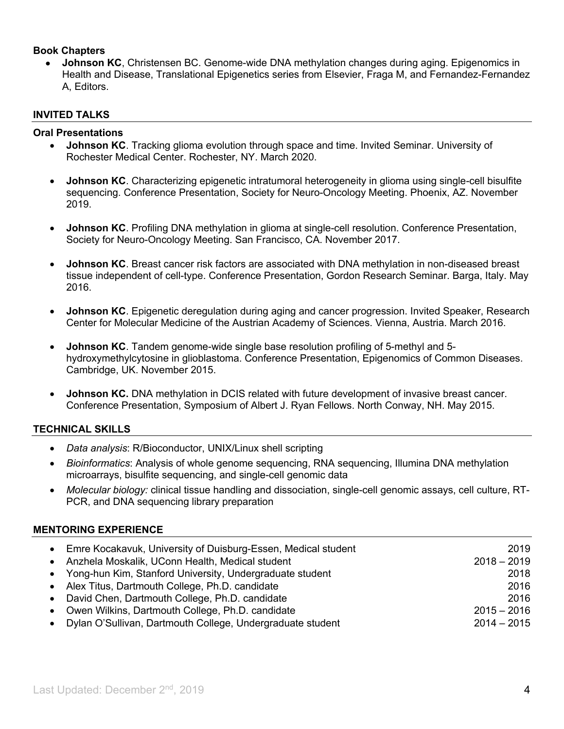**Book Chapters**

- **Johnson KC**, Christensen BC. Genome-wide DNA methylation changes during aging. Epigenomics in Health and Disease, Translational Epigenetics series from Elsevier, Fraga M, and Fernandez-Fernandez A, Editors.

## INVITED TALKS

**Oral Presentations**

- **Johnson KC**. Tracking glioma evolution through space and time. Invited Seminar. University of Rochester Medical Center. Rochester, NY. March 2020.

- **Johnson KC**. Characterizing epigenetic intratumoral heterogeneity in glioma using single-cell bisulfite sequencing. Conference Presentation, Society for Neuro-Oncology Meeting. Phoenix, AZ. November 2019.

- **Johnson KC**. Profiling DNA methylation in glioma at single-cell resolution. Conference Presentation, Society for Neuro-Oncology Meeting. San Francisco, CA. November 2017.

- **Johnson KC**. Breast cancer risk factors are associated with DNA methylation in non-diseased breast tissue independent of cell-type. Conference Presentation, Gordon Research Seminar. Barga, Italy. May 2016.

- **Johnson KC**. Epigenetic deregulation during aging and cancer progression. Invited Speaker, Research Center for Molecular Medicine of the Austrian Academy of Sciences. Vienna, Austria. March 2016.

- **Johnson KC**. Tandem genome-wide single base resolution profiling of 5-methyl and 5-hydroxymethylcytosine in glioblastoma. Conference Presentation, Epigenomics of Common Diseases. Cambridge, UK. November 2015.

- **Johnson KC.** DNA methylation in DCIS related with future development of invasive breast cancer. Conference Presentation, Symposium of Albert J. Ryan Fellows. North Conway, NH. May 2015.

## TECHNICAL SKILLS

- *Data analysis*: R/Bioconductor, UNIX/Linux shell scripting
- *Bioinformatics*: Analysis of whole genome sequencing, RNA sequencing, Illumina DNA methylation microarrays, bisulfite sequencing, and single-cell genomic data
- *Molecular biology:* clinical tissue handling and dissociation, single-cell genomic assays, cell culture, RT-PCR, and DNA sequencing library preparation

## MENTORING EXPERIENCE

- Emre Kocakavuk, University of Duisburg-Essen, Medical student — 2019
- Anzhela Moskalik, UConn Health, Medical student — 2018 – 2019
- Yong-hun Kim, Stanford University, Undergraduate student — 2018
- Alex Titus, Dartmouth College, Ph.D. candidate — 2016
- David Chen, Dartmouth College, Ph.D. candidate — 2016
- Owen Wilkins, Dartmouth College, Ph.D. candidate — 2015 – 2016
- Dylan O'Sullivan, Dartmouth College, Undergraduate student — 2014 – 2015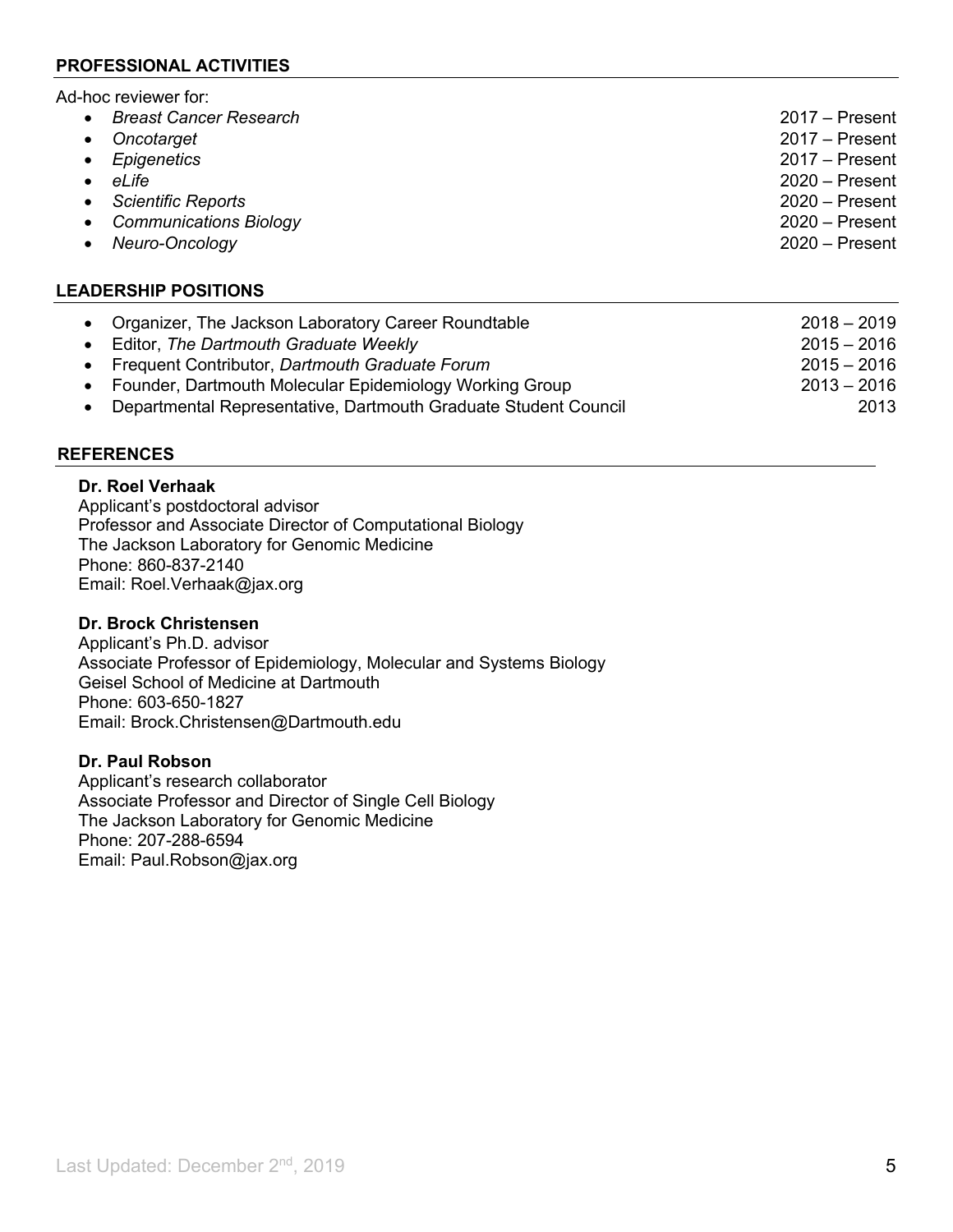## PROFESSIONAL ACTIVITIES

Ad-hoc reviewer for:

- *Breast Cancer Research* 2017 – Present
- *Oncotarget* 2017 – Present
- *Epigenetics* 2017 – Present
- *eLife* 2020 – Present
- *Scientific Reports* 2020 – Present
- *Communications Biology* 2020 – Present
- *Neuro-Oncology* 2020 – Present

## LEADERSHIP POSITIONS

- Organizer, The Jackson Laboratory Career Roundtable 2018 – 2019
- Editor, *The Dartmouth Graduate Weekly* 2015 – 2016
- Frequent Contributor, *Dartmouth Graduate Forum* 2015 – 2016
- Founder, Dartmouth Molecular Epidemiology Working Group 2013 – 2016
- Departmental Representative, Dartmouth Graduate Student Council 2013

## REFERENCES

**Dr. Roel Verhaak**
Applicant's postdoctoral advisor
Professor and Associate Director of Computational Biology
The Jackson Laboratory for Genomic Medicine
Phone: 860-837-2140
Email: Roel.Verhaak@jax.org

**Dr. Brock Christensen**
Applicant's Ph.D. advisor
Associate Professor of Epidemiology, Molecular and Systems Biology
Geisel School of Medicine at Dartmouth
Phone: 603-650-1827
Email: Brock.Christensen@Dartmouth.edu

**Dr. Paul Robson**
Applicant's research collaborator
Associate Professor and Director of Single Cell Biology
The Jackson Laboratory for Genomic Medicine
Phone: 207-288-6594
Email: Paul.Robson@jax.org

Last Updated: December 2nd, 2019